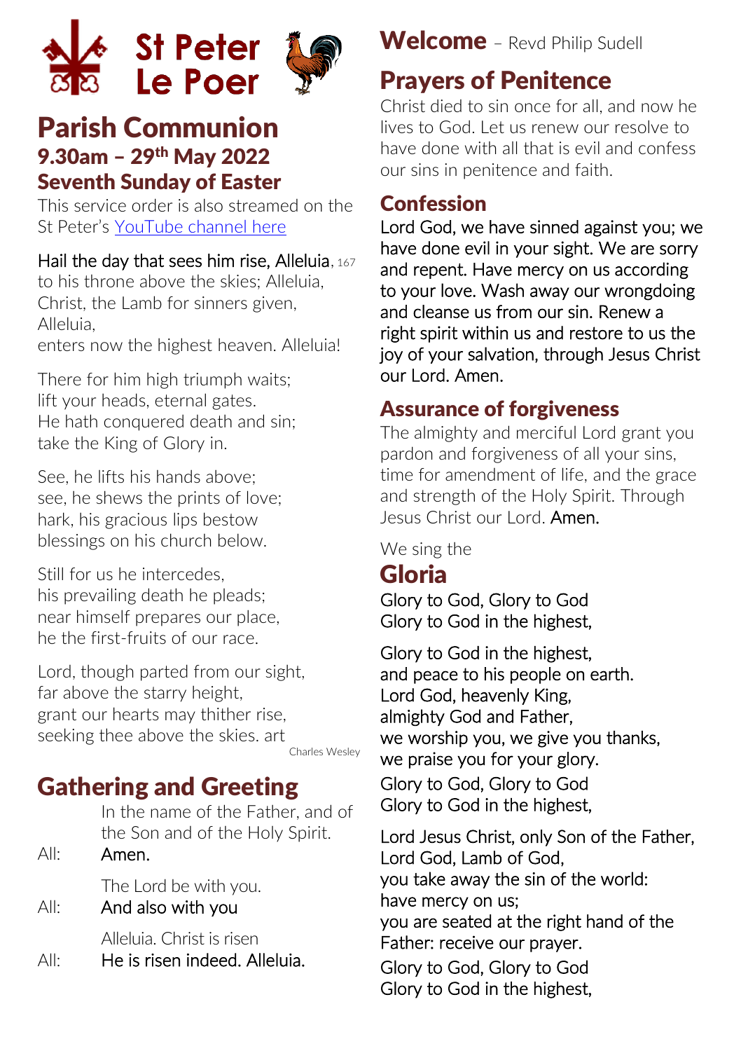# St Peter Le Poer

# Parish Communion

## 9.30am – 29th May 2022

## Seventh Sunday of Easter

This service order is also streamed on the St Peter's YouTube channel here

Hail the day that sees him rise, Alleluia, 167
to his throne above the skies; Alleluia,
Christ, the Lamb for sinners given, Alleluia,
enters now the highest heaven. Alleluia!

There for him high triumph waits;
lift your heads, eternal gates.
He hath conquered death and sin;
take the King of Glory in.

See, he lifts his hands above;
see, he shews the prints of love;
hark, his gracious lips bestow
blessings on his church below.

Still for us he intercedes,
his prevailing death he pleads;
near himself prepares our place,
he the first-fruits of our race.

Lord, though parted from our sight,
far above the starry height,
grant our hearts may thither rise,
seeking thee above the skies. art

Charles Wesley

## Gathering and Greeting

In the name of the Father, and of the Son and of the Holy Spirit.

All: Amen.

The Lord be with you.

All: And also with you

Alleluia. Christ is risen

All: He is risen indeed. Alleluia.

## Welcome – Revd Philip Sudell

## Prayers of Penitence

Christ died to sin once for all, and now he lives to God. Let us renew our resolve to have done with all that is evil and confess our sins in penitence and faith.

### Confession

Lord God, we have sinned against you; we have done evil in your sight. We are sorry and repent. Have mercy on us according to your love. Wash away our wrongdoing and cleanse us from our sin. Renew a right spirit within us and restore to us the joy of your salvation, through Jesus Christ our Lord. Amen.

### Assurance of forgiveness

The almighty and merciful Lord grant you pardon and forgiveness of all your sins, time for amendment of life, and the grace and strength of the Holy Spirit. Through Jesus Christ our Lord. Amen.

We sing the

## Gloria

Glory to God, Glory to God
Glory to God in the highest,

Glory to God in the highest,
and peace to his people on earth.
Lord God, heavenly King,
almighty God and Father,
we worship you, we give you thanks,
we praise you for your glory.

Glory to God, Glory to God
Glory to God in the highest,

Lord Jesus Christ, only Son of the Father,
Lord God, Lamb of God,
you take away the sin of the world:
have mercy on us;
you are seated at the right hand of the Father: receive our prayer.

Glory to God, Glory to God
Glory to God in the highest,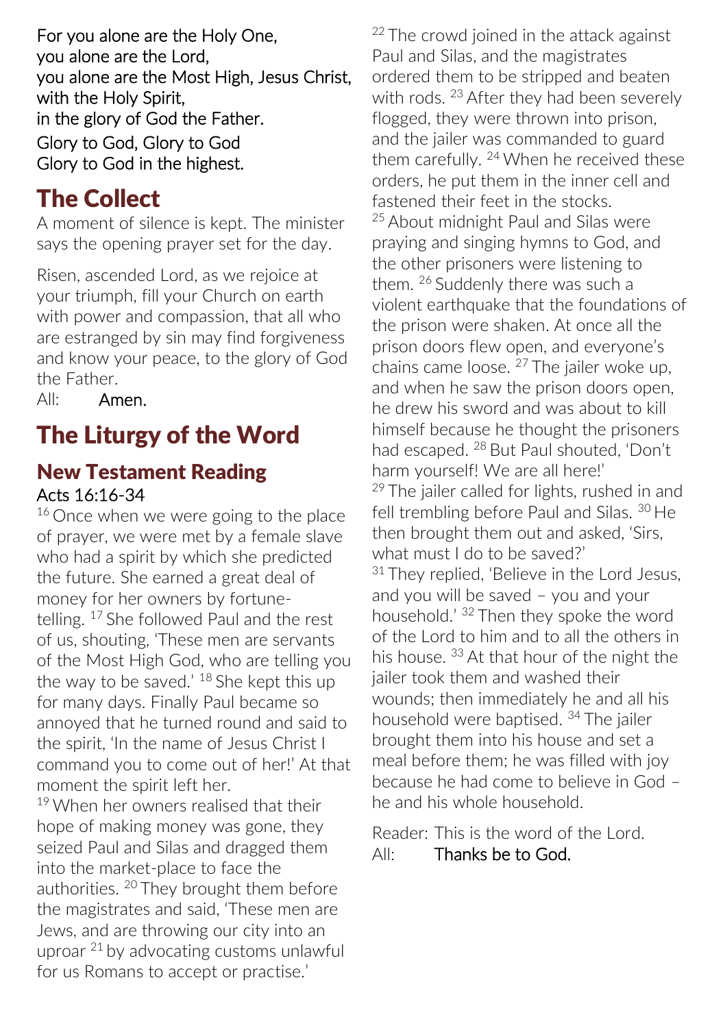For you alone are the Holy One,
you alone are the Lord,
you alone are the Most High, Jesus Christ,
with the Holy Spirit,
in the glory of God the Father.
Glory to God, Glory to God
Glory to God in the highest.

# The Collect

A moment of silence is kept. The minister says the opening prayer set for the day.

Risen, ascended Lord, as we rejoice at your triumph, fill your Church on earth with power and compassion, that all who are estranged by sin may find forgiveness and know your peace, to the glory of God the Father.
All: Amen.

# The Liturgy of the Word

## New Testament Reading

Acts 16:16-34

[16] Once when we were going to the place of prayer, we were met by a female slave who had a spirit by which she predicted the future. She earned a great deal of money for her owners by fortune-telling. [17] She followed Paul and the rest of us, shouting, 'These men are servants of the Most High God, who are telling you the way to be saved.' [18] She kept this up for many days. Finally Paul became so annoyed that he turned round and said to the spirit, 'In the name of Jesus Christ I command you to come out of her!' At that moment the spirit left her.
[19] When her owners realised that their hope of making money was gone, they seized Paul and Silas and dragged them into the market-place to face the authorities. [20] They brought them before the magistrates and said, 'These men are Jews, and are throwing our city into an uproar [21] by advocating customs unlawful for us Romans to accept or practise.'
[22] The crowd joined in the attack against Paul and Silas, and the magistrates ordered them to be stripped and beaten with rods. [23] After they had been severely flogged, they were thrown into prison, and the jailer was commanded to guard them carefully. [24] When he received these orders, he put them in the inner cell and fastened their feet in the stocks.
[25] About midnight Paul and Silas were praying and singing hymns to God, and the other prisoners were listening to them. [26] Suddenly there was such a violent earthquake that the foundations of the prison were shaken. At once all the prison doors flew open, and everyone's chains came loose. [27] The jailer woke up, and when he saw the prison doors open, he drew his sword and was about to kill himself because he thought the prisoners had escaped. [28] But Paul shouted, 'Don't harm yourself! We are all here!'
[29] The jailer called for lights, rushed in and fell trembling before Paul and Silas. [30] He then brought them out and asked, 'Sirs, what must I do to be saved?'
[31] They replied, 'Believe in the Lord Jesus, and you will be saved – you and your household.' [32] Then they spoke the word of the Lord to him and to all the others in his house. [33] At that hour of the night the jailer took them and washed their wounds; then immediately he and all his household were baptised. [34] The jailer brought them into his house and set a meal before them; he was filled with joy because he had come to believe in God – he and his whole household.

Reader: This is the word of the Lord.
All: Thanks be to God.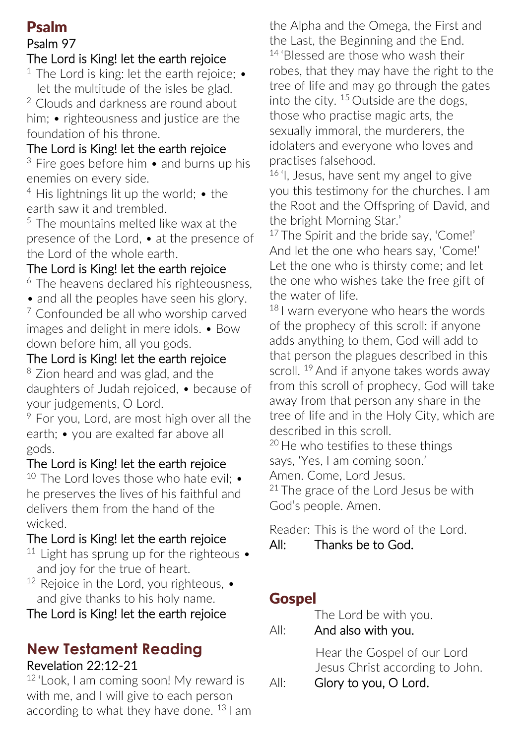## Psalm

Psalm 97

The Lord is King! let the earth rejoice

[1] The Lord is king: let the earth rejoice; • let the multitude of the isles be glad.

[2] Clouds and darkness are round about him; • righteousness and justice are the foundation of his throne.

The Lord is King! let the earth rejoice

[3] Fire goes before him • and burns up his enemies on every side.

[4] His lightnings lit up the world; • the earth saw it and trembled.

[5] The mountains melted like wax at the presence of the Lord, • at the presence of the Lord of the whole earth.

The Lord is King! let the earth rejoice

[6] The heavens declared his righteousness, • and all the peoples have seen his glory.

[7] Confounded be all who worship carved images and delight in mere idols. • Bow down before him, all you gods.

The Lord is King! let the earth rejoice

[8] Zion heard and was glad, and the daughters of Judah rejoiced, • because of your judgements, O Lord.

[9] For you, Lord, are most high over all the earth; • you are exalted far above all gods.

The Lord is King! let the earth rejoice

[10] The Lord loves those who hate evil; • he preserves the lives of his faithful and delivers them from the hand of the wicked.

The Lord is King! let the earth rejoice

[11] Light has sprung up for the righteous • and joy for the true of heart.

[12] Rejoice in the Lord, you righteous, • and give thanks to his holy name.

The Lord is King! let the earth rejoice

## New Testament Reading

Revelation 22:12-21

[12] 'Look, I am coming soon! My reward is with me, and I will give to each person according to what they have done. [13] I am the Alpha and the Omega, the First and the Last, the Beginning and the End.

[14] 'Blessed are those who wash their robes, that they may have the right to the tree of life and may go through the gates into the city. [15] Outside are the dogs, those who practise magic arts, the sexually immoral, the murderers, the idolaters and everyone who loves and practises falsehood.

[16] 'I, Jesus, have sent my angel to give you this testimony for the churches. I am the Root and the Offspring of David, and the bright Morning Star.'

[17] The Spirit and the bride say, 'Come!' And let the one who hears say, 'Come!' Let the one who is thirsty come; and let the one who wishes take the free gift of the water of life.

[18] I warn everyone who hears the words of the prophecy of this scroll: if anyone adds anything to them, God will add to that person the plagues described in this scroll. [19] And if anyone takes words away from this scroll of prophecy, God will take away from that person any share in the tree of life and in the Holy City, which are described in this scroll.

[20] He who testifies to these things says, 'Yes, I am coming soon.'

Amen. Come, Lord Jesus.

[21] The grace of the Lord Jesus be with God's people. Amen.

Reader: This is the word of the Lord.

All: Thanks be to God.

## Gospel

The Lord be with you.

All: And also with you.

Hear the Gospel of our Lord Jesus Christ according to John.

All: Glory to you, O Lord.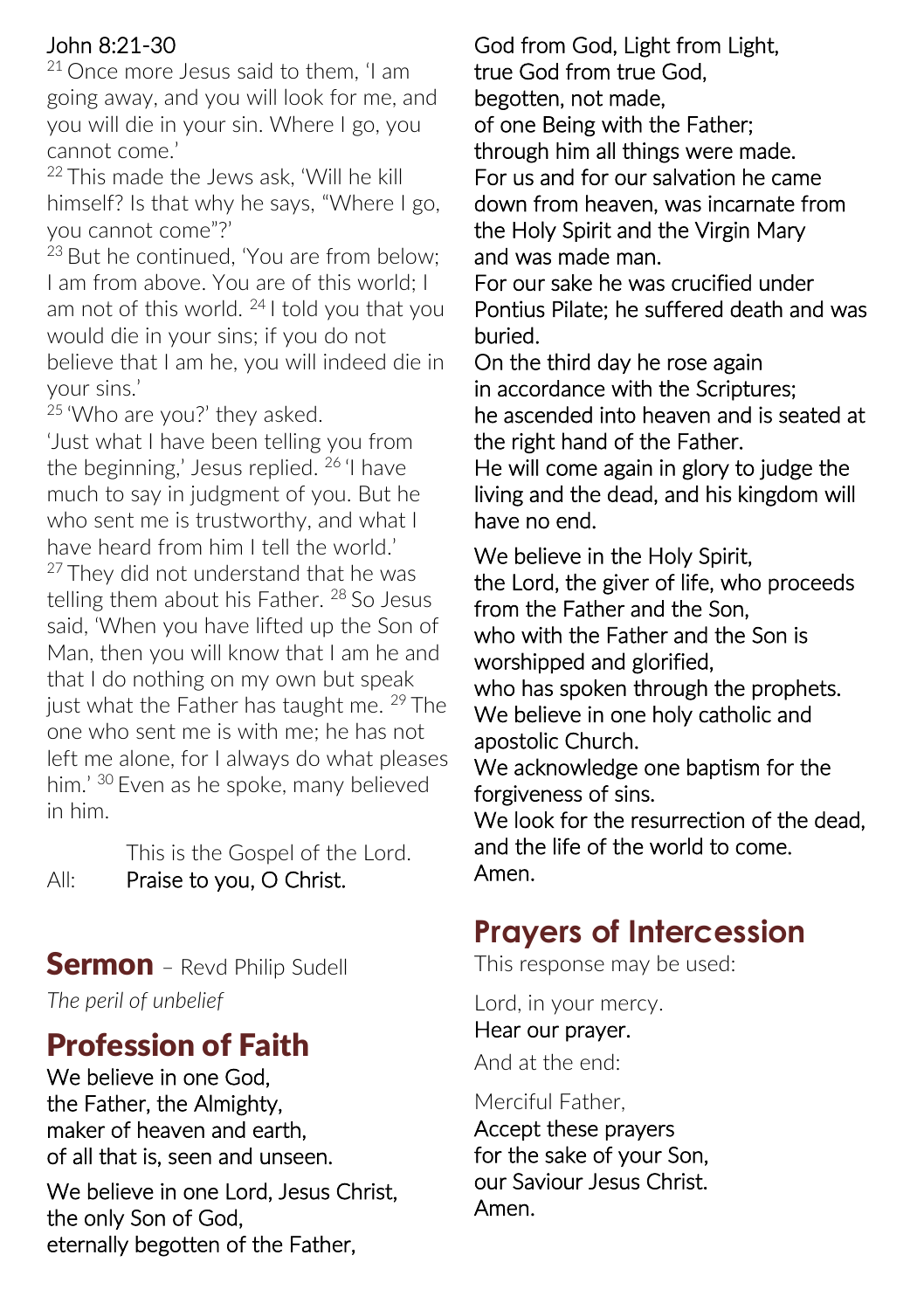John 8:21-30

[21] Once more Jesus said to them, 'I am going away, and you will look for me, and you will die in your sin. Where I go, you cannot come.'

[22] This made the Jews ask, 'Will he kill himself? Is that why he says, "Where I go, you cannot come"?'

[23] But he continued, 'You are from below; I am from above. You are of this world; I am not of this world. [24] I told you that you would die in your sins; if you do not believe that I am he, you will indeed die in your sins.'

[25] 'Who are you?' they asked.

'Just what I have been telling you from the beginning,' Jesus replied. [26] 'I have much to say in judgment of you. But he who sent me is trustworthy, and what I have heard from him I tell the world.'

[27] They did not understand that he was telling them about his Father. [28] So Jesus said, 'When you have lifted up the Son of Man, then you will know that I am he and that I do nothing on my own but speak just what the Father has taught me. [29] The one who sent me is with me; he has not left me alone, for I always do what pleases him.' [30] Even as he spoke, many believed in him.

This is the Gospel of the Lord.

All: Praise to you, O Christ.

## Sermon – Revd Philip Sudell

*The peril of unbelief*

## Profession of Faith

We believe in one God,
the Father, the Almighty,
maker of heaven and earth,
of all that is, seen and unseen.

We believe in one Lord, Jesus Christ,
the only Son of God,
eternally begotten of the Father,
God from God, Light from Light,
true God from true God,
begotten, not made,
of one Being with the Father;
through him all things were made.
For us and for our salvation he came down from heaven, was incarnate from the Holy Spirit and the Virgin Mary
and was made man.
For our sake he was crucified under Pontius Pilate; he suffered death and was buried.
On the third day he rose again
in accordance with the Scriptures;
he ascended into heaven and is seated at the right hand of the Father.
He will come again in glory to judge the living and the dead, and his kingdom will have no end.

We believe in the Holy Spirit,
the Lord, the giver of life, who proceeds from the Father and the Son,
who with the Father and the Son is worshipped and glorified,
who has spoken through the prophets.
We believe in one holy catholic and apostolic Church.
We acknowledge one baptism for the forgiveness of sins.
We look for the resurrection of the dead,
and the life of the world to come.
Amen.

## Prayers of Intercession

This response may be used:

Lord, in your mercy.
Hear our prayer.

And at the end:

Merciful Father,
Accept these prayers
for the sake of your Son,
our Saviour Jesus Christ.
Amen.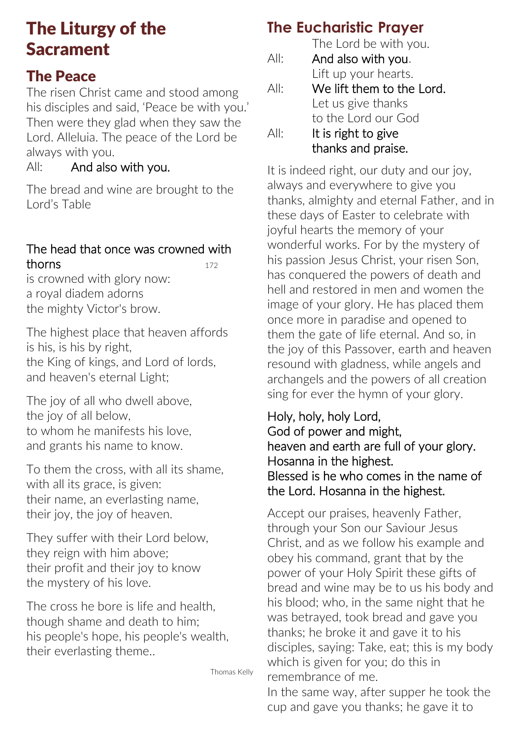# The Liturgy of the Sacrament

## The Peace

The risen Christ came and stood among his disciples and said, 'Peace be with you.' Then were they glad when they saw the Lord. Alleluia. The peace of the Lord be always with you.

All: **And also with you.**

The bread and wine are brought to the Lord's Table

**The head that once was crowned with thorns** 172

is crowned with glory now:
a royal diadem adorns
the mighty Victor's brow.

The highest place that heaven affords
is his, is his by right,
the King of kings, and Lord of lords,
and heaven's eternal Light;

The joy of all who dwell above,
the joy of all below,
to whom he manifests his love,
and grants his name to know.

To them the cross, with all its shame,
with all its grace, is given:
their name, an everlasting name,
their joy, the joy of heaven.

They suffer with their Lord below,
they reign with him above;
their profit and their joy to know
the mystery of his love.

The cross he bore is life and health,
though shame and death to him;
his people's hope, his people's wealth,
their everlasting theme..

Thomas Kelly

## The Eucharistic Prayer

The Lord be with you.

All: **And also with you.**

Lift up your hearts.

All: **We lift them to the Lord.**

Let us give thanks to the Lord our God

All: **It is right to give thanks and praise.**

It is indeed right, our duty and our joy, always and everywhere to give you thanks, almighty and eternal Father, and in these days of Easter to celebrate with joyful hearts the memory of your wonderful works. For by the mystery of his passion Jesus Christ, your risen Son, has conquered the powers of death and hell and restored in men and women the image of your glory. He has placed them once more in paradise and opened to them the gate of life eternal. And so, in the joy of this Passover, earth and heaven resound with gladness, while angels and archangels and the powers of all creation sing for ever the hymn of your glory.

**Holy, holy, holy Lord,
God of power and might,
heaven and earth are full of your glory.
Hosanna in the highest.
Blessed is he who comes in the name of the Lord. Hosanna in the highest.**

Accept our praises, heavenly Father, through your Son our Saviour Jesus Christ, and as we follow his example and obey his command, grant that by the power of your Holy Spirit these gifts of bread and wine may be to us his body and his blood; who, in the same night that he was betrayed, took bread and gave you thanks; he broke it and gave it to his disciples, saying: Take, eat; this is my body which is given for you; do this in remembrance of me.
In the same way, after supper he took the cup and gave you thanks; he gave it to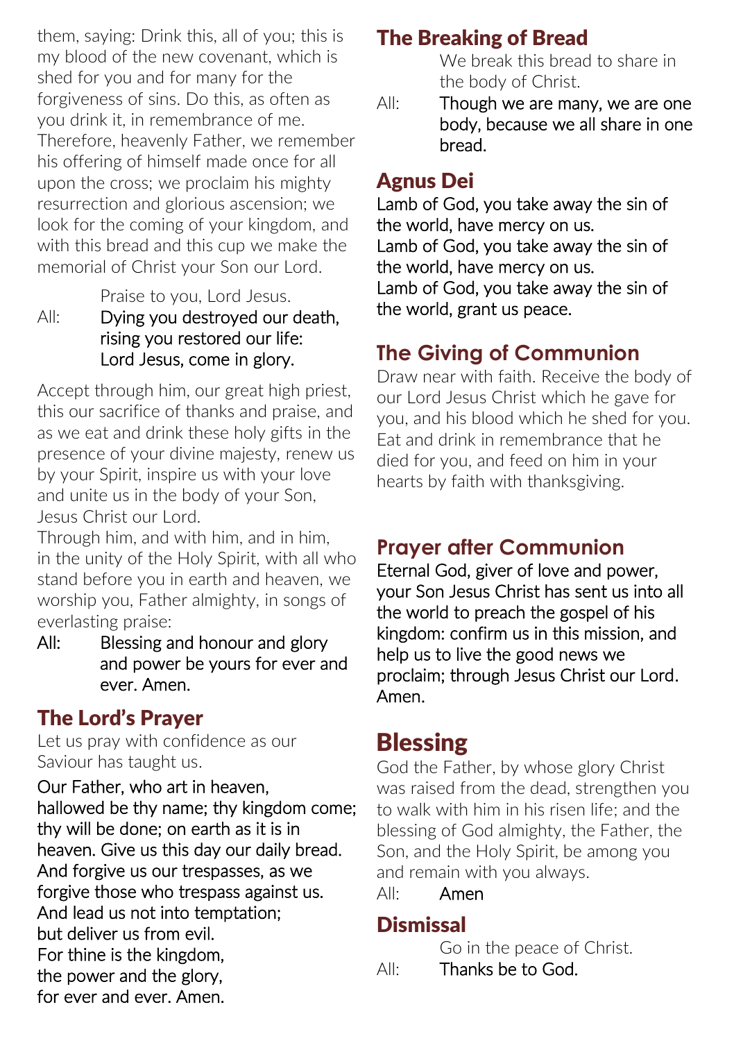them, saying: Drink this, all of you; this is my blood of the new covenant, which is shed for you and for many for the forgiveness of sins. Do this, as often as you drink it, in remembrance of me. Therefore, heavenly Father, we remember his offering of himself made once for all upon the cross; we proclaim his mighty resurrection and glorious ascension; we look for the coming of your kingdom, and with this bread and this cup we make the memorial of Christ your Son our Lord.

Praise to you, Lord Jesus.

All: **Dying you destroyed our death, rising you restored our life: Lord Jesus, come in glory.**

Accept through him, our great high priest, this our sacrifice of thanks and praise, and as we eat and drink these holy gifts in the presence of your divine majesty, renew us by your Spirit, inspire us with your love and unite us in the body of your Son, Jesus Christ our Lord.
Through him, and with him, and in him, in the unity of the Holy Spirit, with all who stand before you in earth and heaven, we worship you, Father almighty, in songs of everlasting praise:

All: **Blessing and honour and glory and power be yours for ever and ever. Amen.**

## The Lord's Prayer

Let us pray with confidence as our Saviour has taught us.

**Our Father, who art in heaven, hallowed be thy name; thy kingdom come; thy will be done; on earth as it is in heaven. Give us this day our daily bread. And forgive us our trespasses, as we forgive those who trespass against us. And lead us not into temptation; but deliver us from evil. For thine is the kingdom, the power and the glory, for ever and ever. Amen.**

## The Breaking of Bread

We break this bread to share in the body of Christ.

All: **Though we are many, we are one body, because we all share in one bread.**

## Agnus Dei

**Lamb of God, you take away the sin of the world, have mercy on us.
Lamb of God, you take away the sin of the world, have mercy on us.
Lamb of God, you take away the sin of the world, grant us peace.**

## The Giving of Communion

Draw near with faith. Receive the body of our Lord Jesus Christ which he gave for you, and his blood which he shed for you. Eat and drink in remembrance that he died for you, and feed on him in your hearts by faith with thanksgiving.

## Prayer after Communion

**Eternal God, giver of love and power, your Son Jesus Christ has sent us into all the world to preach the gospel of his kingdom: confirm us in this mission, and help us to live the good news we proclaim; through Jesus Christ our Lord. Amen.**

# Blessing

God the Father, by whose glory Christ was raised from the dead, strengthen you to walk with him in his risen life; and the blessing of God almighty, the Father, the Son, and the Holy Spirit, be among you and remain with you always.

All: **Amen**

## Dismissal

Go in the peace of Christ.

All: **Thanks be to God.**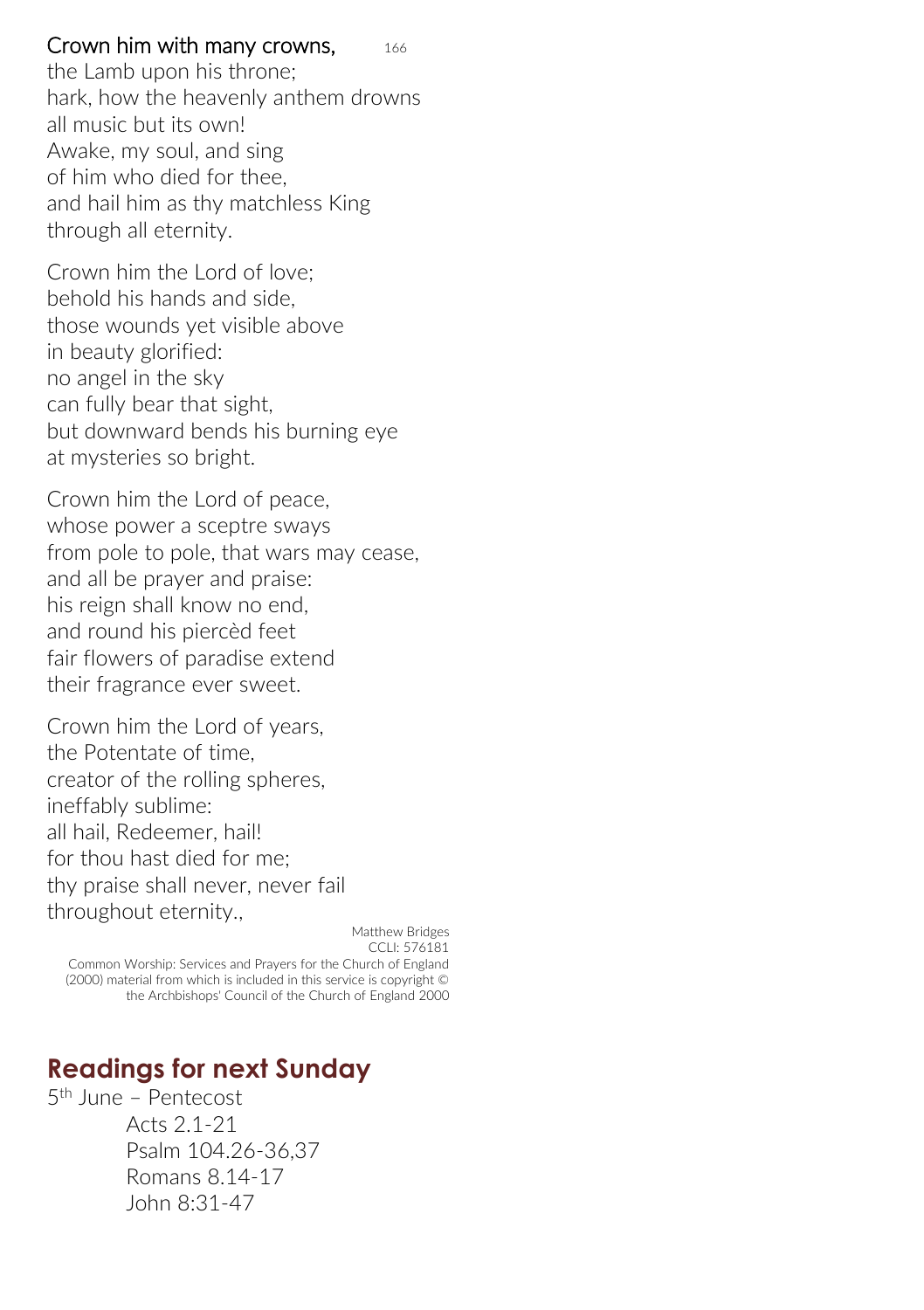Crown him with many crowns, 166
the Lamb upon his throne;
hark, how the heavenly anthem drowns
all music but its own!
Awake, my soul, and sing
of him who died for thee,
and hail him as thy matchless King
through all eternity.

Crown him the Lord of love;
behold his hands and side,
those wounds yet visible above
in beauty glorified:
no angel in the sky
can fully bear that sight,
but downward bends his burning eye
at mysteries so bright.

Crown him the Lord of peace,
whose power a sceptre sways
from pole to pole, that wars may cease,
and all be prayer and praise:
his reign shall know no end,
and round his piercèd feet
fair flowers of paradise extend
their fragrance ever sweet.

Crown him the Lord of years,
the Potentate of time,
creator of the rolling spheres,
ineffably sublime:
all hail, Redeemer, hail!
for thou hast died for me;
thy praise shall never, never fail
throughout eternity.,

Matthew Bridges
CCLI: 576181
Common Worship: Services and Prayers for the Church of England (2000) material from which is included in this service is copyright © the Archbishops' Council of the Church of England 2000

## Readings for next Sunday

5th June – Pentecost

Acts 2.1-21
Psalm 104.26-36,37
Romans 8.14-17
John 8:31-47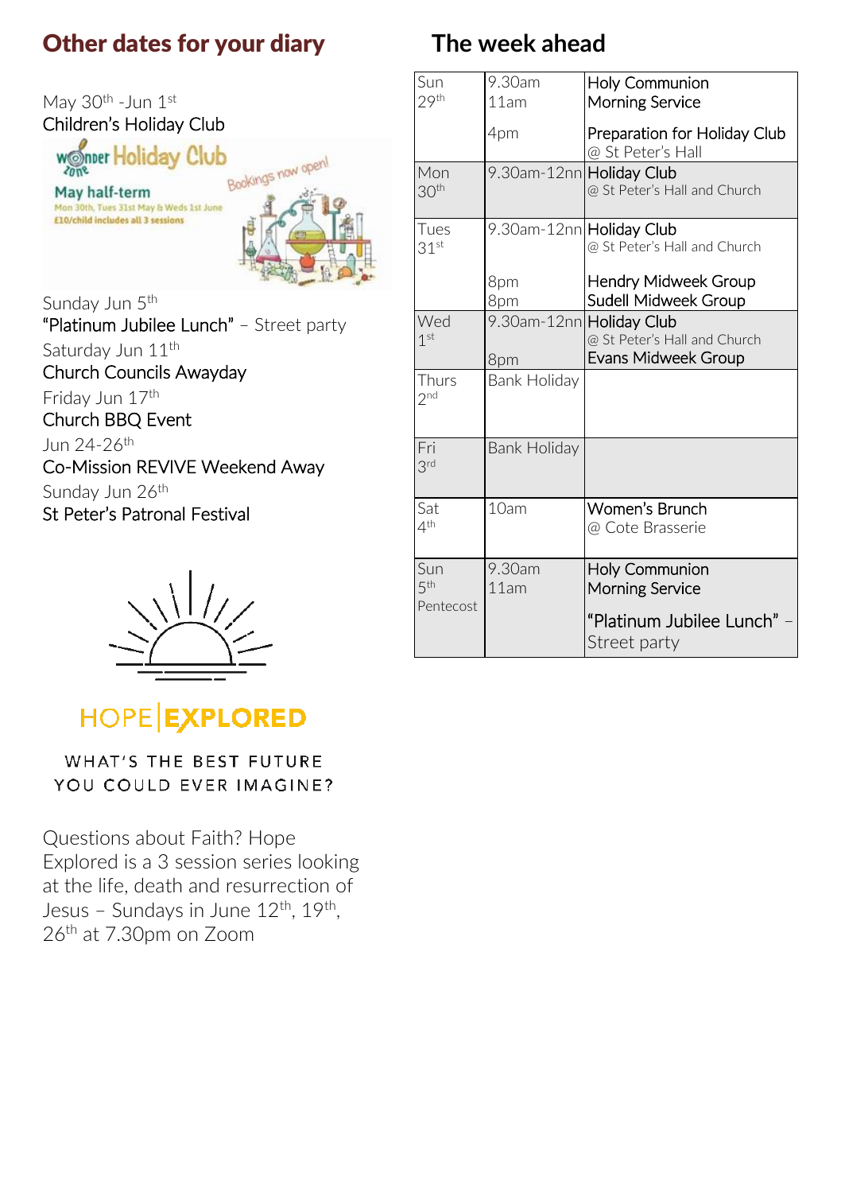## Other dates for your diary

May 30th -Jun 1st
Children's Holiday Club

Wonder Zone Holiday Club
May half-term
Mon 30th, Tues 31st May & Weds 1st June
£10/child includes all 3 sessions
Bookings now open!

Sunday Jun 5th
"Platinum Jubilee Lunch" – Street party

Saturday Jun 11th
Church Councils Awayday

Friday Jun 17th
Church BBQ Event

Jun 24-26th
Co-Mission REVIVE Weekend Away

Sunday Jun 26th
St Peter's Patronal Festival

HOPE | EXPLORED

WHAT'S THE BEST FUTURE YOU COULD EVER IMAGINE?

Questions about Faith? Hope Explored is a 3 session series looking at the life, death and resurrection of Jesus – Sundays in June 12th, 19th, 26th at 7.30pm on Zoom

## The week ahead

| | | |
|---|---|---|
| Sun 29th | 9.30am<br>11am<br>4pm | Holy Communion<br>Morning Service<br>Preparation for Holiday Club @ St Peter's Hall |
| Mon 30th | 9.30am-12nn | Holiday Club @ St Peter's Hall and Church |
| Tues 31st | 9.30am-12nn<br>8pm<br>8pm | Holiday Club @ St Peter's Hall and Church<br>Hendry Midweek Group<br>Sudell Midweek Group |
| Wed 1st | 9.30am-12nn<br>8pm | Holiday Club @ St Peter's Hall and Church<br>Evans Midweek Group |
| Thurs 2nd | Bank Holiday | |
| Fri 3rd | Bank Holiday | |
| Sat 4th | 10am | Women's Brunch @ Cote Brasserie |
| Sun 5th Pentecost | 9.30am<br>11am | Holy Communion<br>Morning Service<br>"Platinum Jubilee Lunch" – Street party |